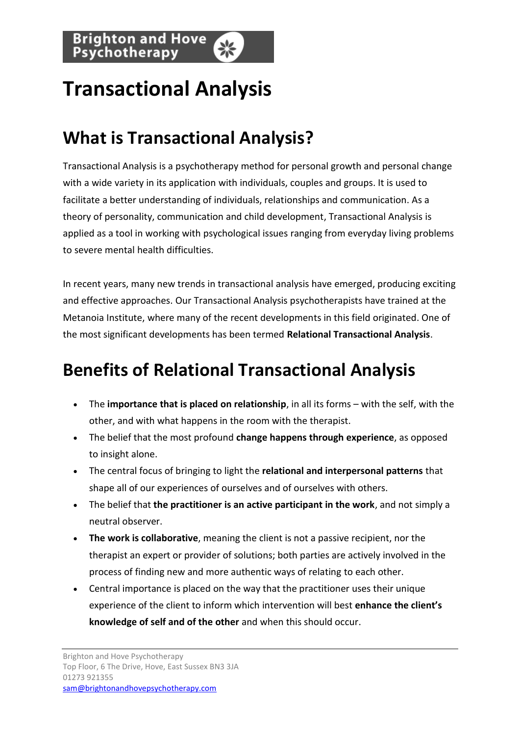# Transactional Analysis

## What is Transactional Analysis?

Transactional Analysis is a psychotherapy method for personal growth and personal change with a wide variety in its application with individuals, couples and groups. It is used to facilitate a better understanding of individuals, relationships and communication. As a theory of personality, communication and child development, Transactional Analysis is applied as a tool in working with psychological issues ranging from everyday living problems to severe mental health difficulties.

In recent years, many new trends in transactional analysis have emerged, producing exciting and effective approaches. Our Transactional Analysis psychotherapists have trained at the Metanoia Institute, where many of the recent developments in this field originated. One of the most significant developments has been termed **Relational Transactional Analysis**.

# Benefits of Relational Transactional Analysis

- The **importance that is placed on relationship**, in all its forms – with the self, with the other, and with what happens in the room with the therapist.
- The belief that the most profound **change happens through experience**, as opposed to insight alone.
- The central focus of bringing to light the **relational and interpersonal patterns** that shape all of our experiences of ourselves and of ourselves with others.
- The belief that **the practitioner is an active participant in the work**, and not simply a neutral observer.
- **The work is collaborative**, meaning the client is not a passive recipient, nor the therapist an expert or provider of solutions; both parties are actively involved in the process of finding new and more authentic ways of relating to each other.
- Central importance is placed on the way that the practitioner uses their unique experience of the client to inform which intervention will best **enhance the client's knowledge of self and of the other** and when this should occur.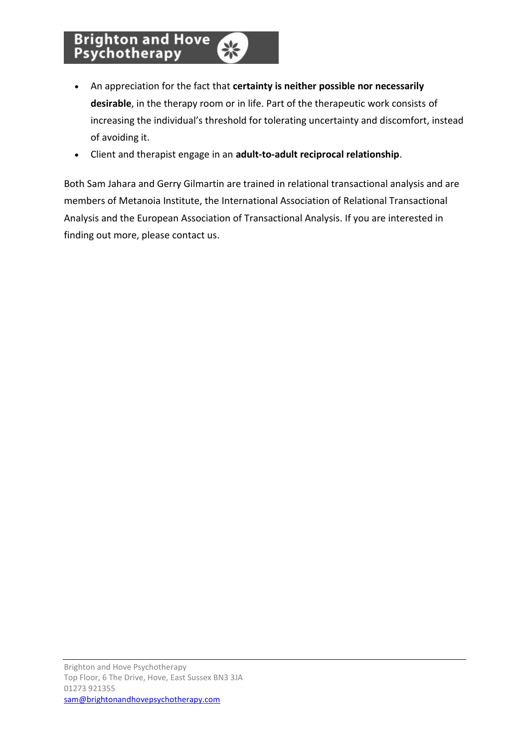- An appreciation for the fact that **certainty is neither possible nor necessarily desirable**, in the therapy room or in life. Part of the therapeutic work consists of increasing the individual's threshold for tolerating uncertainty and discomfort, instead of avoiding it.
- Client and therapist engage in an **adult-to-adult reciprocal relationship**.

Both Sam Jahara and Gerry Gilmartin are trained in relational transactional analysis and are members of Metanoia Institute, the International Association of Relational Transactional Analysis and the European Association of Transactional Analysis. If you are interested in finding out more, please contact us.

Brighton and Hove Psychotherapy
Top Floor, 6 The Drive, Hove, East Sussex BN3 3JA
01273 921355
sam@brightonandhovepsychotherapy.com